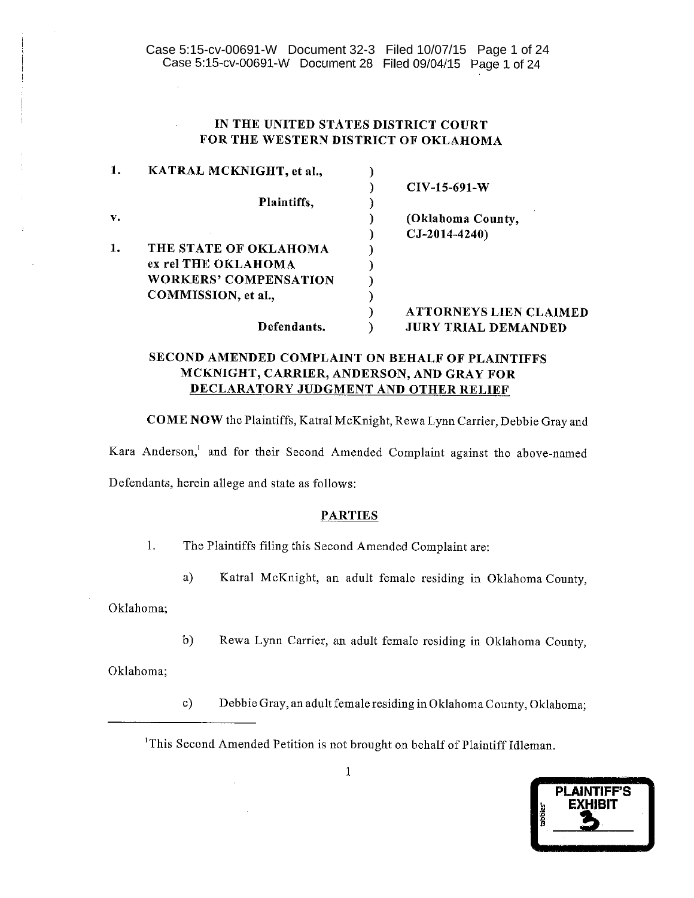IN THE UNITED STATES DISTRICT COURT
FOR THE WESTERN DISTRICT OF OKLAHOMA

| | | |
|---|---|---|
| 1. KATRAL MCKNIGHT, et al., | ) | |
| | ) | CIV-15-691-W |
| Plaintiffs, | ) | |
| v. | ) | (Oklahoma County, |
| | ) | CJ-2014-4240) |
| 1. THE STATE OF OKLAHOMA ex rel THE OKLAHOMA WORKERS' COMPENSATION COMMISSION, et al., | ) | |
| | ) | ATTORNEYS LIEN CLAIMED |
| Defendants. | ) | JURY TRIAL DEMANDED |

## SECOND AMENDED COMPLAINT ON BEHALF OF PLAINTIFFS MCKNIGHT, CARRIER, ANDERSON, AND GRAY FOR DECLARATORY JUDGMENT AND OTHER RELIEF

**COME NOW** the Plaintiffs, Katral McKnight, Rewa Lynn Carrier, Debbie Gray and Kara Anderson,[1] and for their Second Amended Complaint against the above-named Defendants, herein allege and state as follows:

### PARTIES

1. The Plaintiffs filing this Second Amended Complaint are:

a) Katral McKnight, an adult female residing in Oklahoma County, Oklahoma;

b) Rewa Lynn Carrier, an adult female residing in Oklahoma County, Oklahoma;

c) Debbie Gray, an adult female residing in Oklahoma County, Oklahoma;

[1] This Second Amended Petition is not brought on behalf of Plaintiff Idleman.

PLAINTIFF'S EXHIBIT 3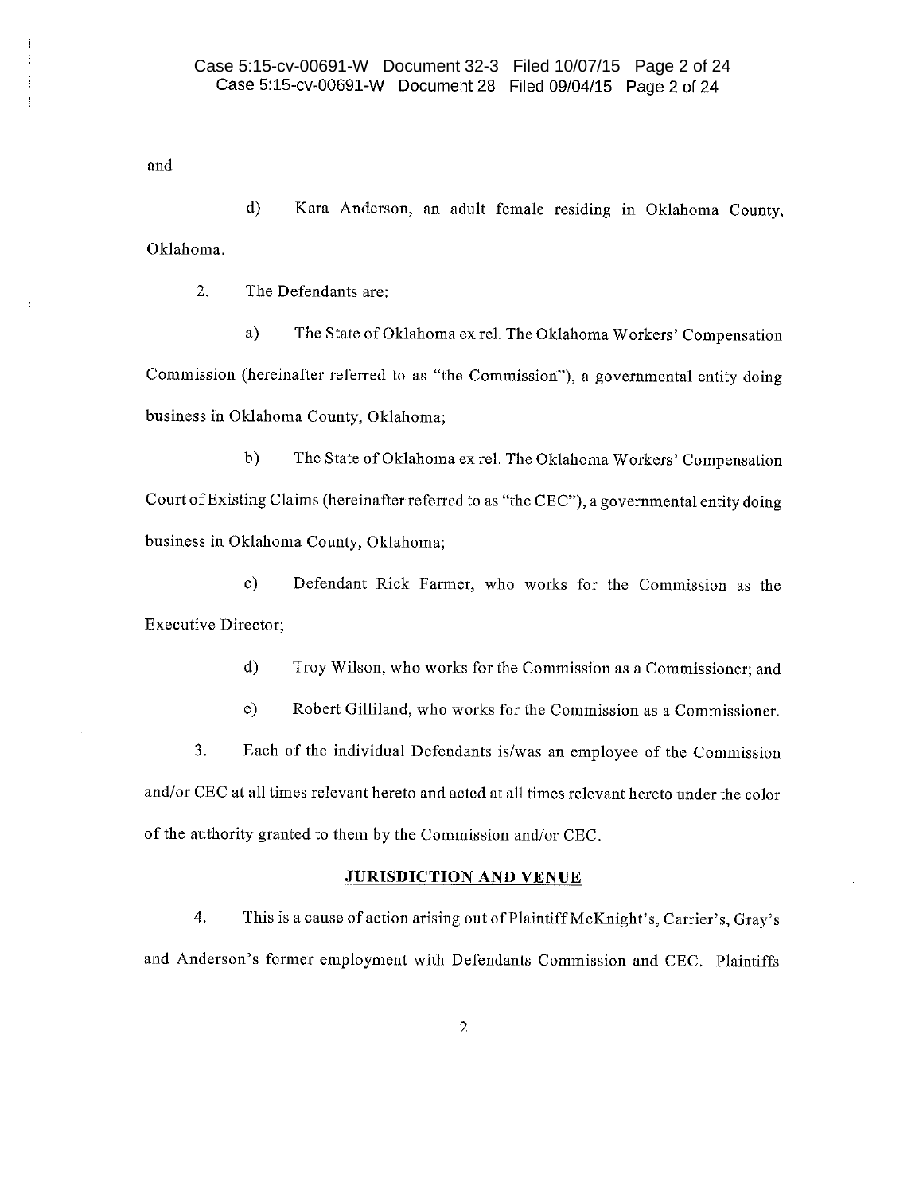and

d) Kara Anderson, an adult female residing in Oklahoma County, Oklahoma.

2. The Defendants are:

a) The State of Oklahoma ex rel. The Oklahoma Workers' Compensation Commission (hereinafter referred to as "the Commission"), a governmental entity doing business in Oklahoma County, Oklahoma;

b) The State of Oklahoma ex rel. The Oklahoma Workers' Compensation Court of Existing Claims (hereinafter referred to as "the CEC"), a governmental entity doing business in Oklahoma County, Oklahoma;

c) Defendant Rick Farmer, who works for the Commission as the Executive Director;

d) Troy Wilson, who works for the Commission as a Commissioner; and

e) Robert Gilliland, who works for the Commission as a Commissioner.

3. Each of the individual Defendants is/was an employee of the Commission and/or CEC at all times relevant hereto and acted at all times relevant hereto under the color of the authority granted to them by the Commission and/or CEC.

## JURISDICTION AND VENUE

4. This is a cause of action arising out of Plaintiff McKnight's, Carrier's, Gray's and Anderson's former employment with Defendants Commission and CEC. Plaintiffs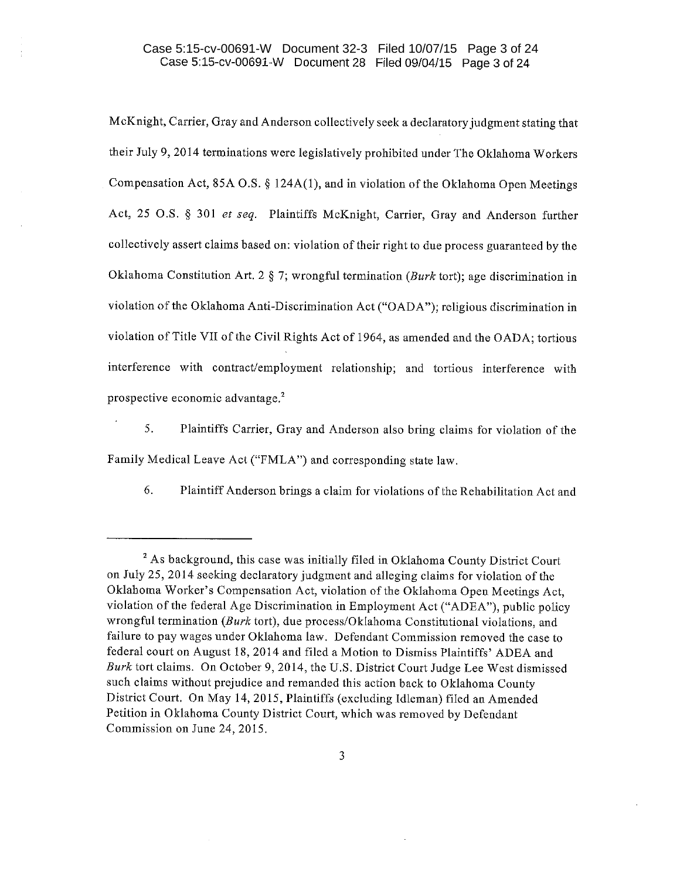McKnight, Carrier, Gray and Anderson collectively seek a declaratory judgment stating that their July 9, 2014 terminations were legislatively prohibited under The Oklahoma Workers Compensation Act, 85A O.S. § 124A(1), and in violation of the Oklahoma Open Meetings Act, 25 O.S. § 301 *et seq.* Plaintiffs McKnight, Carrier, Gray and Anderson further collectively assert claims based on: violation of their right to due process guaranteed by the Oklahoma Constitution Art. 2 § 7; wrongful termination (*Burk* tort); age discrimination in violation of the Oklahoma Anti-Discrimination Act ("OADA"); religious discrimination in violation of Title VII of the Civil Rights Act of 1964, as amended and the OADA; tortious interference with contract/employment relationship; and tortious interference with prospective economic advantage.[2]

5. Plaintiffs Carrier, Gray and Anderson also bring claims for violation of the Family Medical Leave Act ("FMLA") and corresponding state law.

6. Plaintiff Anderson brings a claim for violations of the Rehabilitation Act and

---

[2] As background, this case was initially filed in Oklahoma County District Court on July 25, 2014 seeking declaratory judgment and alleging claims for violation of the Oklahoma Worker's Compensation Act, violation of the Oklahoma Open Meetings Act, violation of the federal Age Discrimination in Employment Act ("ADEA"), public policy wrongful termination (*Burk* tort), due process/Oklahoma Constitutional violations, and failure to pay wages under Oklahoma law. Defendant Commission removed the case to federal court on August 18, 2014 and filed a Motion to Dismiss Plaintiffs' ADEA and *Burk* tort claims. On October 9, 2014, the U.S. District Court Judge Lee West dismissed such claims without prejudice and remanded this action back to Oklahoma County District Court. On May 14, 2015, Plaintiffs (excluding Idleman) filed an Amended Petition in Oklahoma County District Court, which was removed by Defendant Commission on June 24, 2015.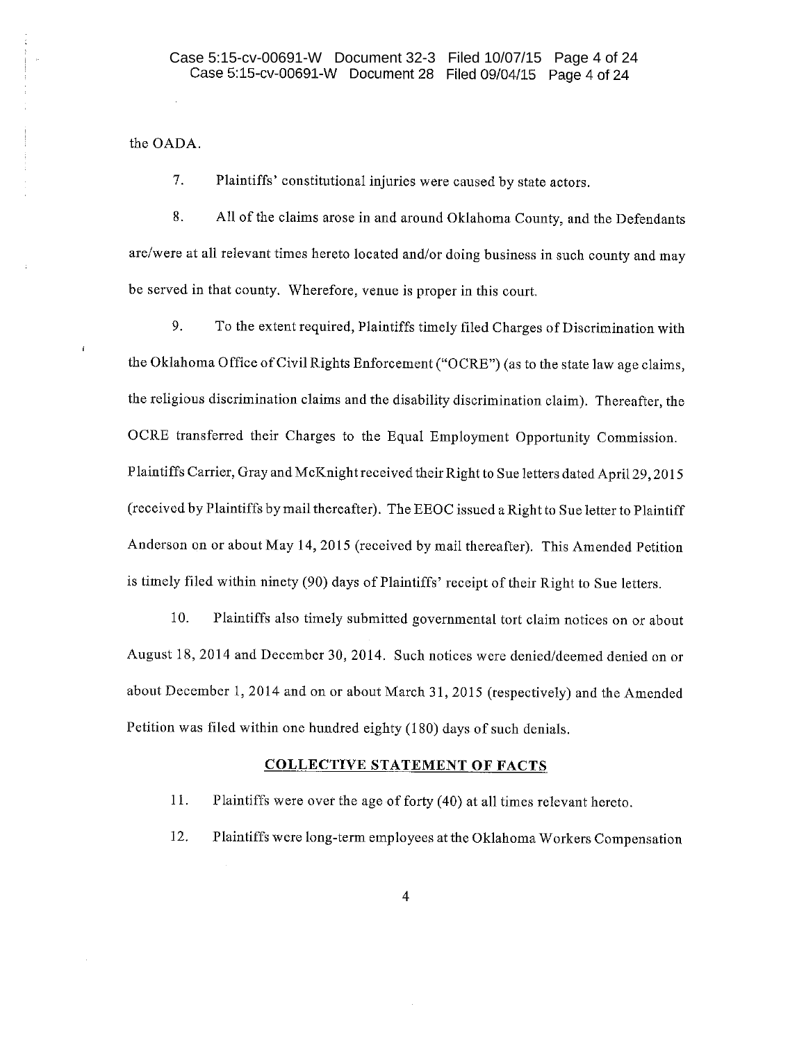the OADA.

7. Plaintiffs' constitutional injuries were caused by state actors.

8. All of the claims arose in and around Oklahoma County, and the Defendants are/were at all relevant times hereto located and/or doing business in such county and may be served in that county. Wherefore, venue is proper in this court.

9. To the extent required, Plaintiffs timely filed Charges of Discrimination with the Oklahoma Office of Civil Rights Enforcement ("OCRE") (as to the state law age claims, the religious discrimination claims and the disability discrimination claim). Thereafter, the OCRE transferred their Charges to the Equal Employment Opportunity Commission. Plaintiffs Carrier, Gray and McKnight received their Right to Sue letters dated April 29, 2015 (received by Plaintiffs by mail thereafter). The EEOC issued a Right to Sue letter to Plaintiff Anderson on or about May 14, 2015 (received by mail thereafter). This Amended Petition is timely filed within ninety (90) days of Plaintiffs' receipt of their Right to Sue letters.

10. Plaintiffs also timely submitted governmental tort claim notices on or about August 18, 2014 and December 30, 2014. Such notices were denied/deemed denied on or about December 1, 2014 and on or about March 31, 2015 (respectively) and the Amended Petition was filed within one hundred eighty (180) days of such denials.

## COLLECTIVE STATEMENT OF FACTS

11. Plaintiffs were over the age of forty (40) at all times relevant hereto.

12. Plaintiffs were long-term employees at the Oklahoma Workers Compensation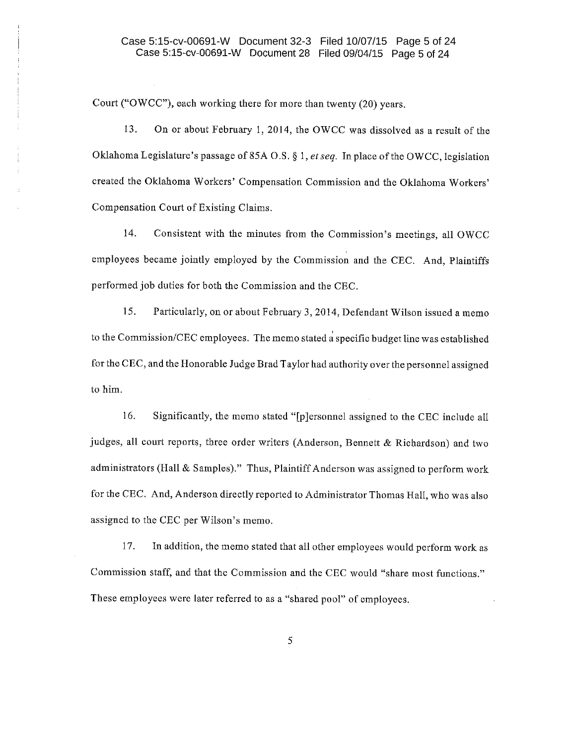Court ("OWCC"), each working there for more than twenty (20) years.

13. On or about February 1, 2014, the OWCC was dissolved as a result of the Oklahoma Legislature's passage of 85A O.S. § 1, *et seq.* In place of the OWCC, legislation created the Oklahoma Workers' Compensation Commission and the Oklahoma Workers' Compensation Court of Existing Claims.

14. Consistent with the minutes from the Commission's meetings, all OWCC employees became jointly employed by the Commission and the CEC. And, Plaintiffs performed job duties for both the Commission and the CEC.

15. Particularly, on or about February 3, 2014, Defendant Wilson issued a memo to the Commission/CEC employees. The memo stated a specific budget line was established for the CEC, and the Honorable Judge Brad Taylor had authority over the personnel assigned to him.

16. Significantly, the memo stated "[p]ersonnel assigned to the CEC include all judges, all court reports, three order writers (Anderson, Bennett & Richardson) and two administrators (Hall & Samples)." Thus, Plaintiff Anderson was assigned to perform work for the CEC. And, Anderson directly reported to Administrator Thomas Hall, who was also assigned to the CEC per Wilson's memo.

17. In addition, the memo stated that all other employees would perform work as Commission staff, and that the Commission and the CEC would "share most functions." These employees were later referred to as a "shared pool" of employees.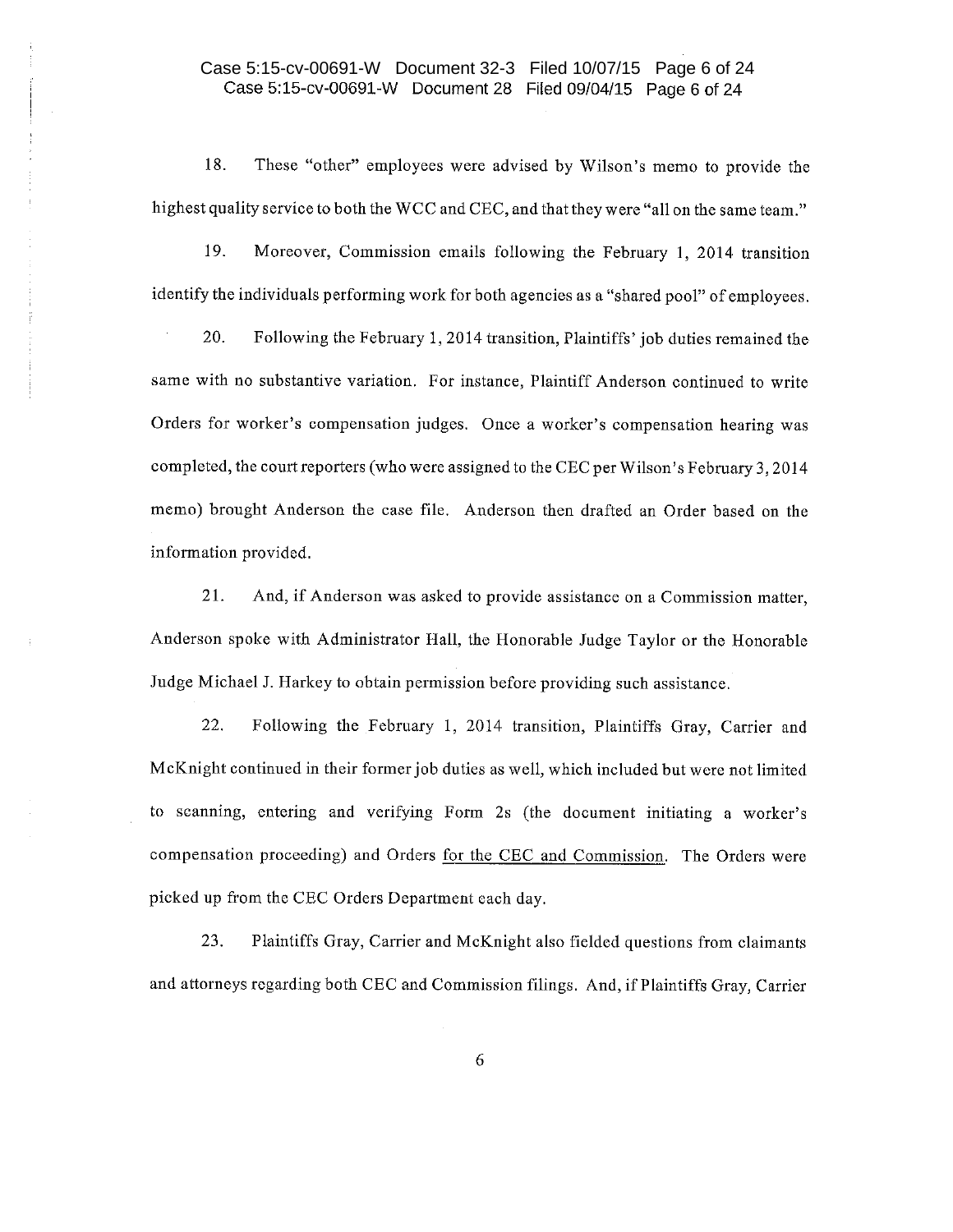18. These "other" employees were advised by Wilson's memo to provide the highest quality service to both the WCC and CEC, and that they were "all on the same team."

19. Moreover, Commission emails following the February 1, 2014 transition identify the individuals performing work for both agencies as a "shared pool" of employees.

20. Following the February 1, 2014 transition, Plaintiffs' job duties remained the same with no substantive variation. For instance, Plaintiff Anderson continued to write Orders for worker's compensation judges. Once a worker's compensation hearing was completed, the court reporters (who were assigned to the CEC per Wilson's February 3, 2014 memo) brought Anderson the case file. Anderson then drafted an Order based on the information provided.

21. And, if Anderson was asked to provide assistance on a Commission matter, Anderson spoke with Administrator Hall, the Honorable Judge Taylor or the Honorable Judge Michael J. Harkey to obtain permission before providing such assistance.

22. Following the February 1, 2014 transition, Plaintiffs Gray, Carrier and McKnight continued in their former job duties as well, which included but were not limited to scanning, entering and verifying Form 2s (the document initiating a worker's compensation proceeding) and Orders <u>for the CEC and Commission</u>. The Orders were picked up from the CEC Orders Department each day.

23. Plaintiffs Gray, Carrier and McKnight also fielded questions from claimants and attorneys regarding both CEC and Commission filings. And, if Plaintiffs Gray, Carrier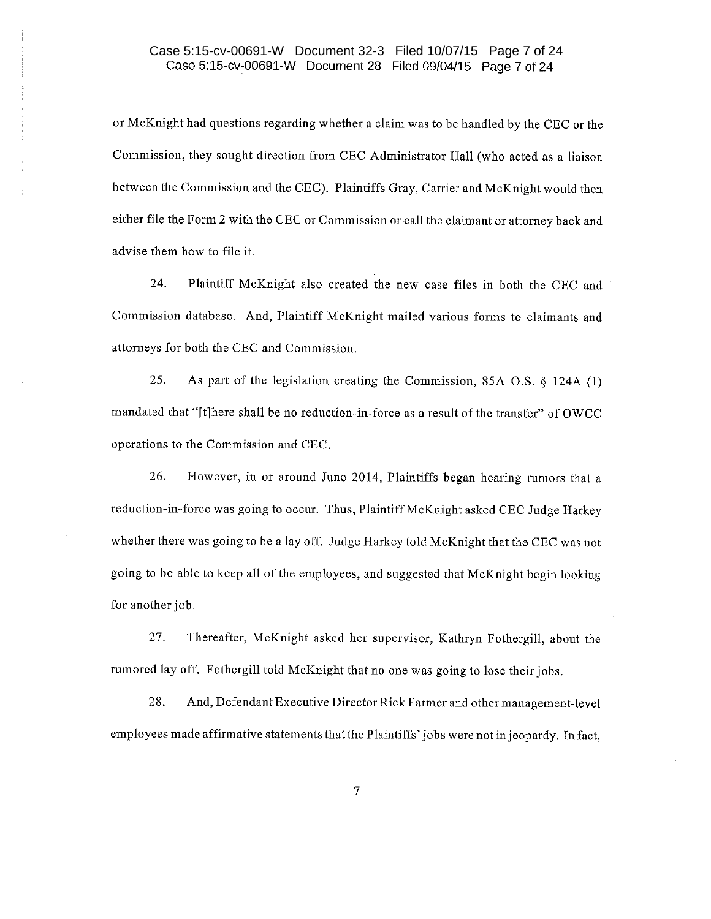or McKnight had questions regarding whether a claim was to be handled by the CEC or the Commission, they sought direction from CEC Administrator Hall (who acted as a liaison between the Commission and the CEC). Plaintiffs Gray, Carrier and McKnight would then either file the Form 2 with the CEC or Commission or call the claimant or attorney back and advise them how to file it.

24. Plaintiff McKnight also created the new case files in both the CEC and Commission database. And, Plaintiff McKnight mailed various forms to claimants and attorneys for both the CEC and Commission.

25. As part of the legislation creating the Commission, 85A O.S. § 124A (1) mandated that "[t]here shall be no reduction-in-force as a result of the transfer" of OWCC operations to the Commission and CEC.

26. However, in or around June 2014, Plaintiffs began hearing rumors that a reduction-in-force was going to occur. Thus, Plaintiff McKnight asked CEC Judge Harkey whether there was going to be a lay off. Judge Harkey told McKnight that the CEC was not going to be able to keep all of the employees, and suggested that McKnight begin looking for another job.

27. Thereafter, McKnight asked her supervisor, Kathryn Fothergill, about the rumored lay off. Fothergill told McKnight that no one was going to lose their jobs.

28. And, Defendant Executive Director Rick Farmer and other management-level employees made affirmative statements that the Plaintiffs' jobs were not in jeopardy. In fact,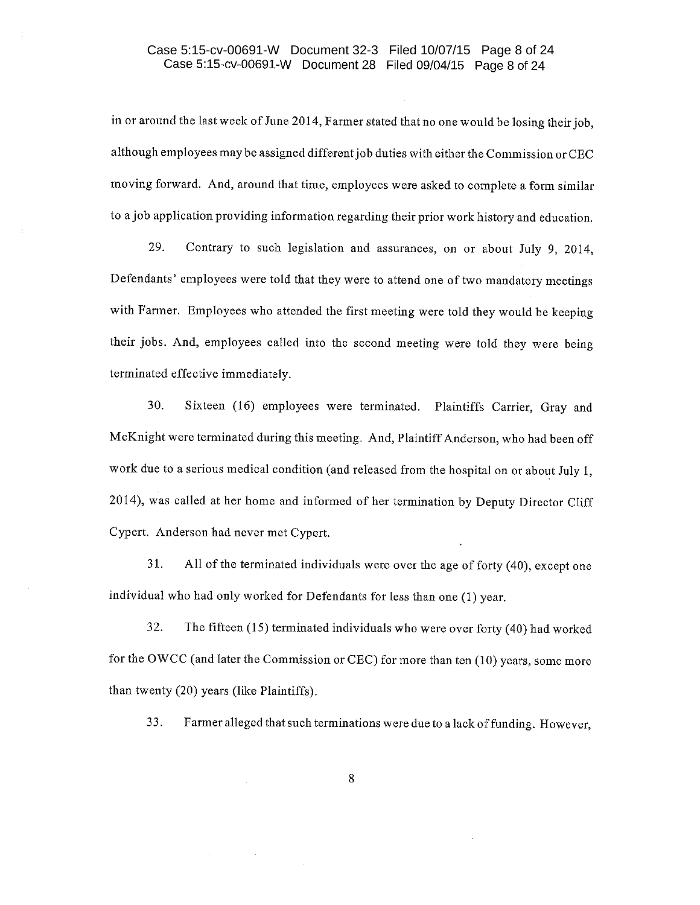in or around the last week of June 2014, Farmer stated that no one would be losing their job, although employees may be assigned different job duties with either the Commission or CEC moving forward. And, around that time, employees were asked to complete a form similar to a job application providing information regarding their prior work history and education.

29. Contrary to such legislation and assurances, on or about July 9, 2014, Defendants' employees were told that they were to attend one of two mandatory meetings with Farmer. Employees who attended the first meeting were told they would be keeping their jobs. And, employees called into the second meeting were told they were being terminated effective immediately.

30. Sixteen (16) employees were terminated. Plaintiffs Carrier, Gray and McKnight were terminated during this meeting. And, Plaintiff Anderson, who had been off work due to a serious medical condition (and released from the hospital on or about July 1, 2014), was called at her home and informed of her termination by Deputy Director Cliff Cypert. Anderson had never met Cypert.

31. All of the terminated individuals were over the age of forty (40), except one individual who had only worked for Defendants for less than one (1) year.

32. The fifteen (15) terminated individuals who were over forty (40) had worked for the OWCC (and later the Commission or CEC) for more than ten (10) years, some more than twenty (20) years (like Plaintiffs).

33. Farmer alleged that such terminations were due to a lack of funding. However,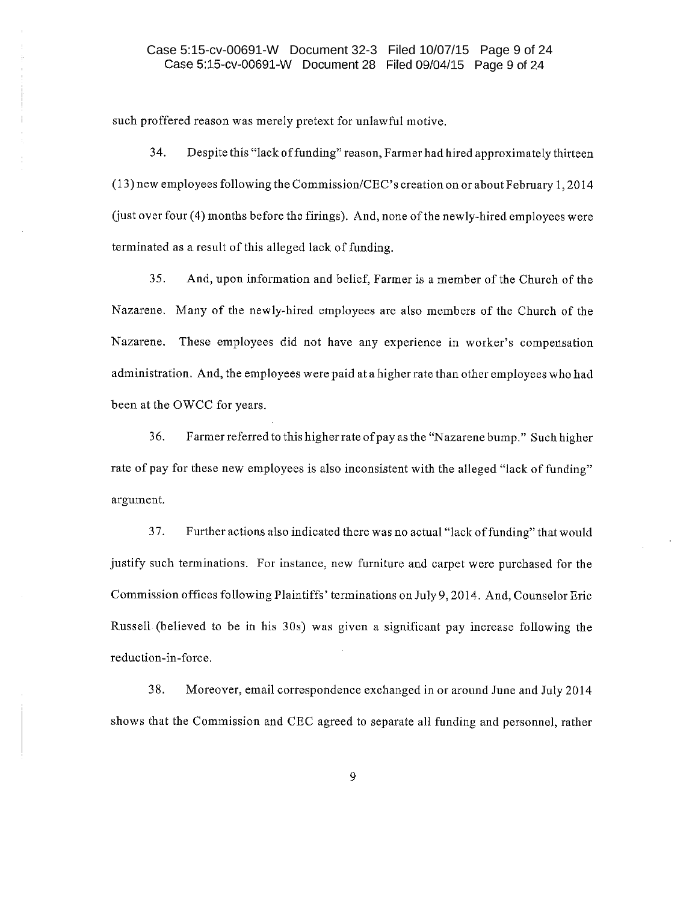such proffered reason was merely pretext for unlawful motive.

34. Despite this "lack of funding" reason, Farmer had hired approximately thirteen (13) new employees following the Commission/CEC's creation on or about February 1, 2014 (just over four (4) months before the firings). And, none of the newly-hired employees were terminated as a result of this alleged lack of funding.

35. And, upon information and belief, Farmer is a member of the Church of the Nazarene. Many of the newly-hired employees are also members of the Church of the Nazarene. These employees did not have any experience in worker's compensation administration. And, the employees were paid at a higher rate than other employees who had been at the OWCC for years.

36. Farmer referred to this higher rate of pay as the "Nazarene bump." Such higher rate of pay for these new employees is also inconsistent with the alleged "lack of funding" argument.

37. Further actions also indicated there was no actual "lack of funding" that would justify such terminations. For instance, new furniture and carpet were purchased for the Commission offices following Plaintiffs' terminations on July 9, 2014. And, Counselor Eric Russell (believed to be in his 30s) was given a significant pay increase following the reduction-in-force.

38. Moreover, email correspondence exchanged in or around June and July 2014 shows that the Commission and CEC agreed to separate all funding and personnel, rather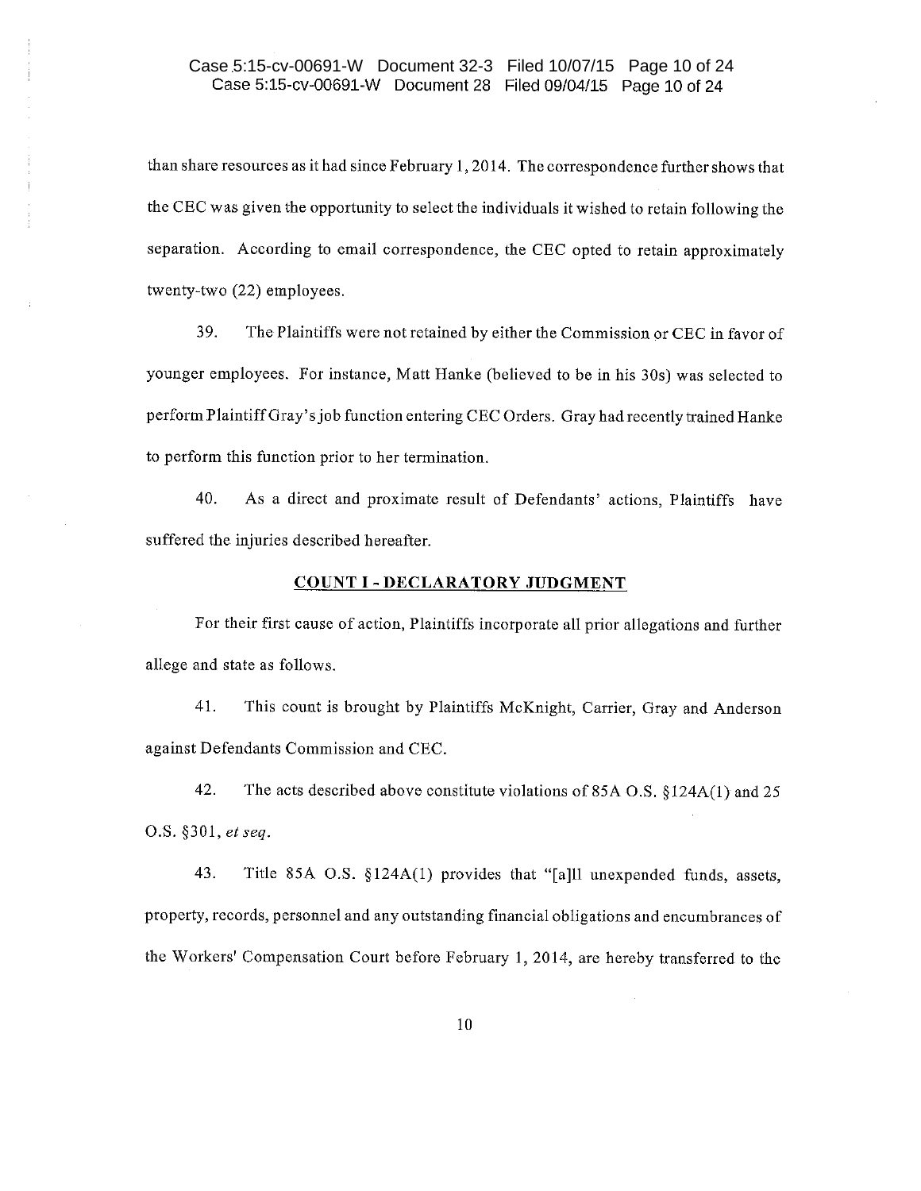than share resources as it had since February 1, 2014. The correspondence further shows that the CEC was given the opportunity to select the individuals it wished to retain following the separation. According to email correspondence, the CEC opted to retain approximately twenty-two (22) employees.

39. The Plaintiffs were not retained by either the Commission or CEC in favor of younger employees. For instance, Matt Hanke (believed to be in his 30s) was selected to perform Plaintiff Gray's job function entering CEC Orders. Gray had recently trained Hanke to perform this function prior to her termination.

40. As a direct and proximate result of Defendants' actions, Plaintiffs have suffered the injuries described hereafter.

**COUNT I - DECLARATORY JUDGMENT**

For their first cause of action, Plaintiffs incorporate all prior allegations and further allege and state as follows.

41. This count is brought by Plaintiffs McKnight, Carrier, Gray and Anderson against Defendants Commission and CEC.

42. The acts described above constitute violations of 85A O.S. §124A(1) and 25 O.S. §301, *et seq.*

43. Title 85A O.S. §124A(1) provides that "[a]ll unexpended funds, assets, property, records, personnel and any outstanding financial obligations and encumbrances of the Workers' Compensation Court before February 1, 2014, are hereby transferred to the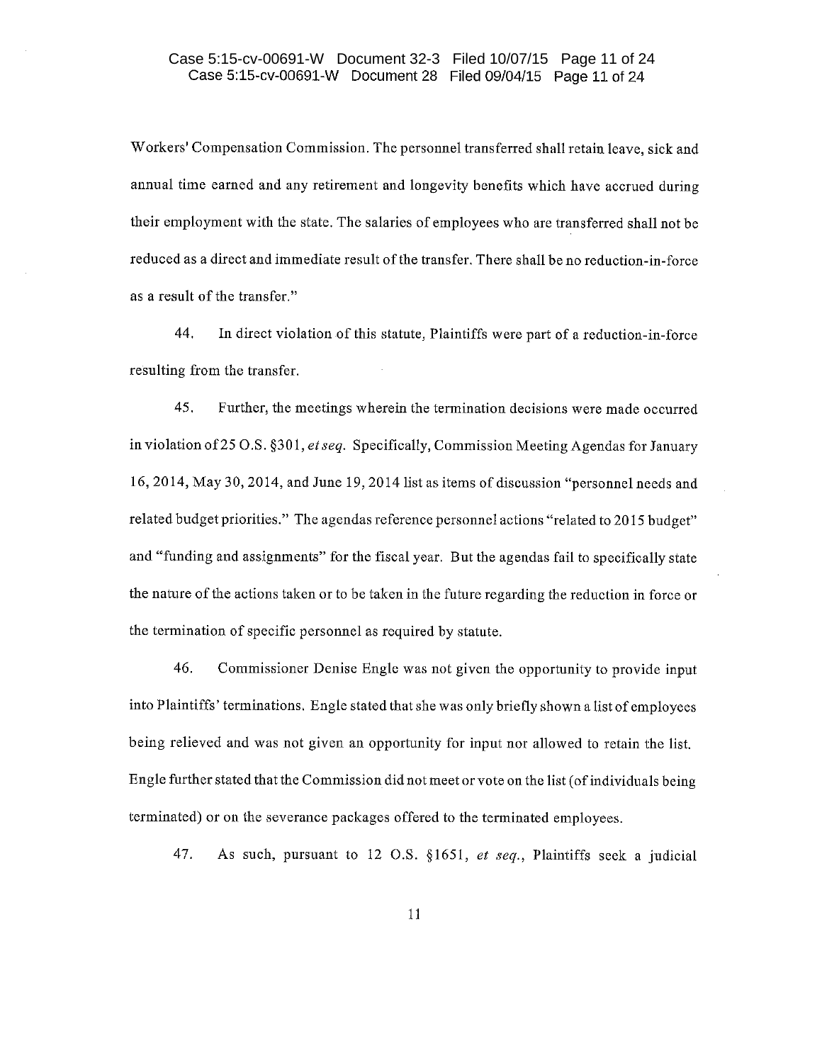Workers' Compensation Commission. The personnel transferred shall retain leave, sick and annual time earned and any retirement and longevity benefits which have accrued during their employment with the state. The salaries of employees who are transferred shall not be reduced as a direct and immediate result of the transfer. There shall be no reduction-in-force as a result of the transfer."

44. In direct violation of this statute, Plaintiffs were part of a reduction-in-force resulting from the transfer.

45. Further, the meetings wherein the termination decisions were made occurred in violation of 25 O.S. §301, *et seq.* Specifically, Commission Meeting Agendas for January 16, 2014, May 30, 2014, and June 19, 2014 list as items of discussion "personnel needs and related budget priorities." The agendas reference personnel actions "related to 2015 budget" and "funding and assignments" for the fiscal year. But the agendas fail to specifically state the nature of the actions taken or to be taken in the future regarding the reduction in force or the termination of specific personnel as required by statute.

46. Commissioner Denise Engle was not given the opportunity to provide input into Plaintiffs' terminations. Engle stated that she was only briefly shown a list of employees being relieved and was not given an opportunity for input nor allowed to retain the list. Engle further stated that the Commission did not meet or vote on the list (of individuals being terminated) or on the severance packages offered to the terminated employees.

47. As such, pursuant to 12 O.S. §1651, *et seq.*, Plaintiffs seek a judicial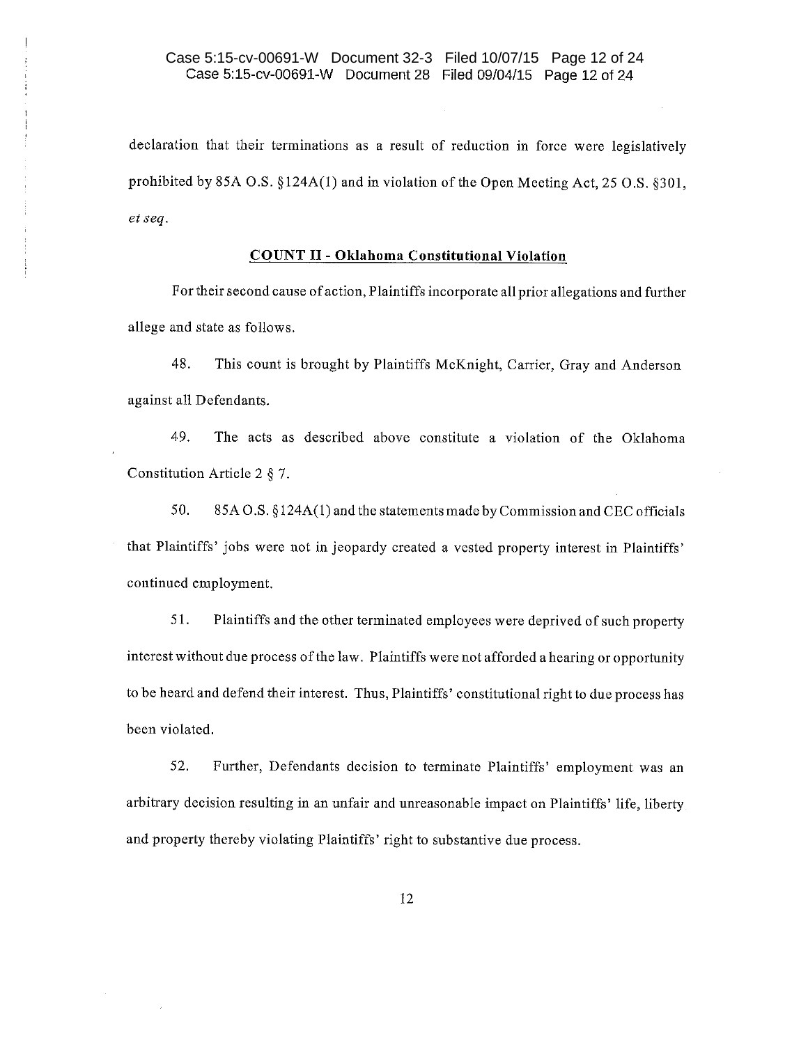declaration that their terminations as a result of reduction in force were legislatively prohibited by 85A O.S. §124A(1) and in violation of the Open Meeting Act, 25 O.S. §301, *et seq.*

**COUNT II - Oklahoma Constitutional Violation**

For their second cause of action, Plaintiffs incorporate all prior allegations and further allege and state as follows.

48. This count is brought by Plaintiffs McKnight, Carrier, Gray and Anderson against all Defendants.

49. The acts as described above constitute a violation of the Oklahoma Constitution Article 2 § 7.

50. 85A O.S. §124A(1) and the statements made by Commission and CEC officials that Plaintiffs' jobs were not in jeopardy created a vested property interest in Plaintiffs' continued employment.

51. Plaintiffs and the other terminated employees were deprived of such property interest without due process of the law. Plaintiffs were not afforded a hearing or opportunity to be heard and defend their interest. Thus, Plaintiffs' constitutional right to due process has been violated.

52. Further, Defendants decision to terminate Plaintiffs' employment was an arbitrary decision resulting in an unfair and unreasonable impact on Plaintiffs' life, liberty and property thereby violating Plaintiffs' right to substantive due process.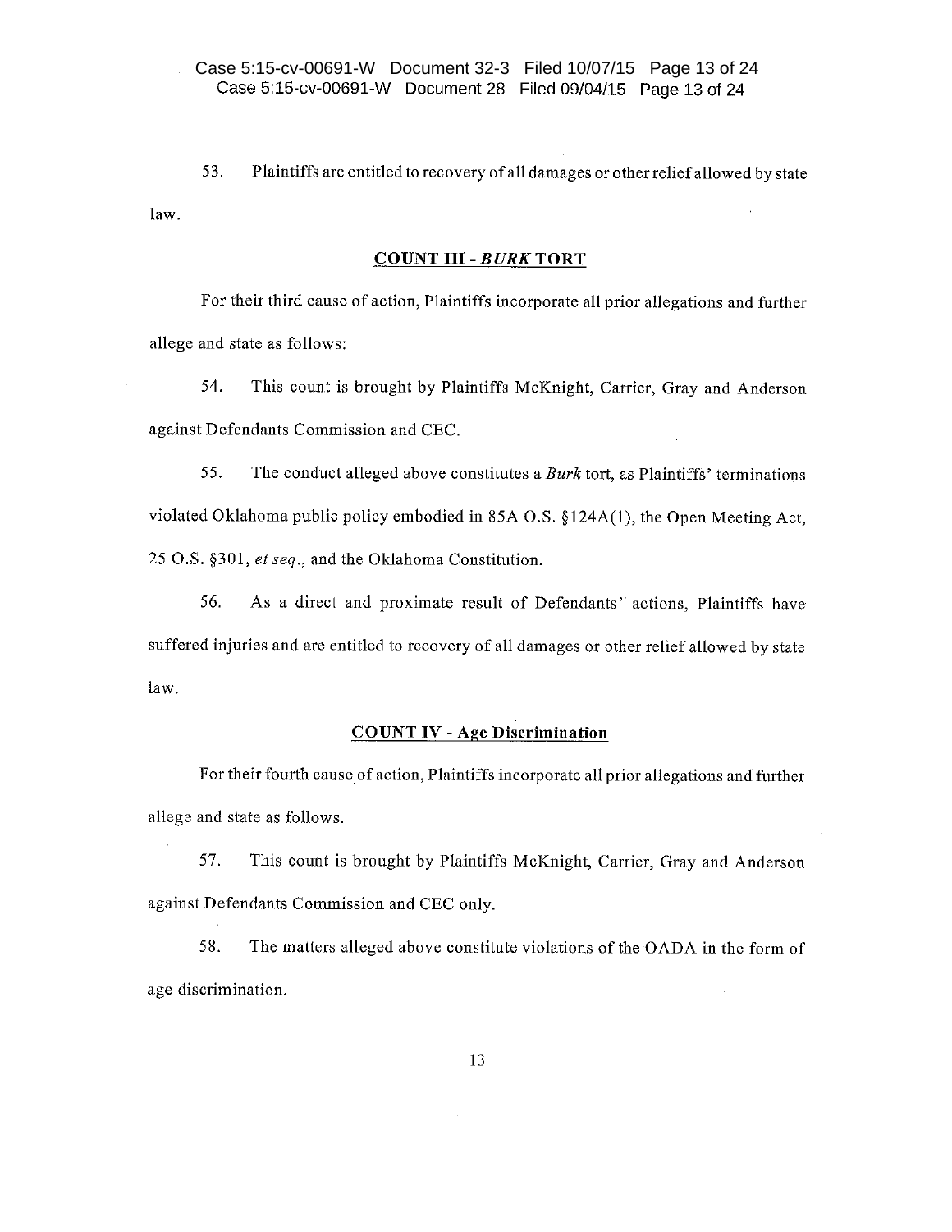53. Plaintiffs are entitled to recovery of all damages or other relief allowed by state law.

## COUNT III - *BURK* TORT

For their third cause of action, Plaintiffs incorporate all prior allegations and further allege and state as follows:

54. This count is brought by Plaintiffs McKnight, Carrier, Gray and Anderson against Defendants Commission and CEC.

55. The conduct alleged above constitutes a *Burk* tort, as Plaintiffs' terminations violated Oklahoma public policy embodied in 85A O.S. §124A(1), the Open Meeting Act, 25 O.S. §301, *et seq.*, and the Oklahoma Constitution.

56. As a direct and proximate result of Defendants' actions, Plaintiffs have suffered injuries and are entitled to recovery of all damages or other relief allowed by state law.

## COUNT IV - Age Discrimination

For their fourth cause of action, Plaintiffs incorporate all prior allegations and further allege and state as follows.

57. This count is brought by Plaintiffs McKnight, Carrier, Gray and Anderson against Defendants Commission and CEC only.

58. The matters alleged above constitute violations of the OADA in the form of age discrimination.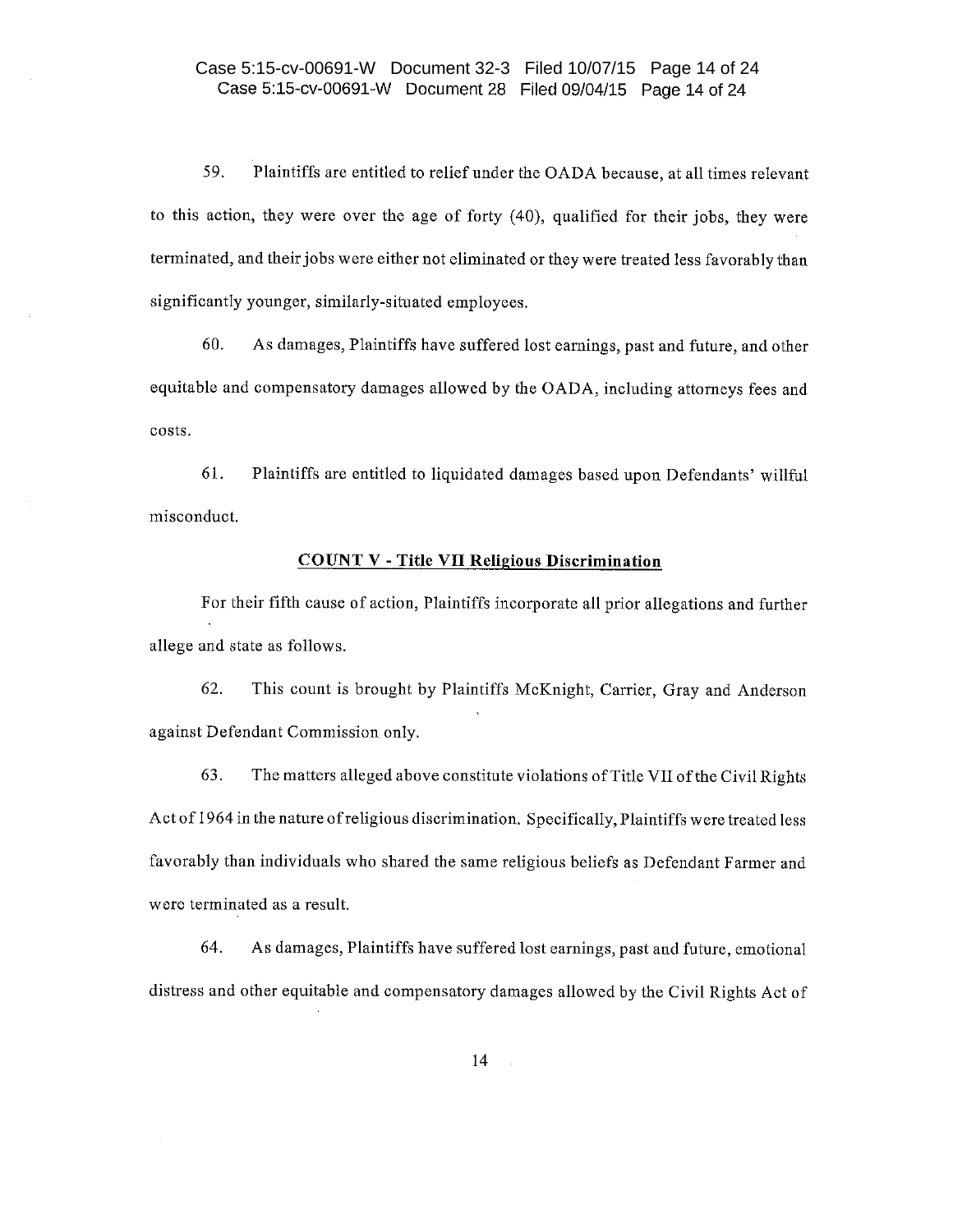59. Plaintiffs are entitled to relief under the OADA because, at all times relevant to this action, they were over the age of forty (40), qualified for their jobs, they were terminated, and their jobs were either not eliminated or they were treated less favorably than significantly younger, similarly-situated employees.

60. As damages, Plaintiffs have suffered lost earnings, past and future, and other equitable and compensatory damages allowed by the OADA, including attorneys fees and costs.

61. Plaintiffs are entitled to liquidated damages based upon Defendants' willful misconduct.

**COUNT V - Title VII Religious Discrimination**

For their fifth cause of action, Plaintiffs incorporate all prior allegations and further allege and state as follows.

62. This count is brought by Plaintiffs McKnight, Carrier, Gray and Anderson against Defendant Commission only.

63. The matters alleged above constitute violations of Title VII of the Civil Rights Act of 1964 in the nature of religious discrimination. Specifically, Plaintiffs were treated less favorably than individuals who shared the same religious beliefs as Defendant Farmer and were terminated as a result.

64. As damages, Plaintiffs have suffered lost earnings, past and future, emotional distress and other equitable and compensatory damages allowed by the Civil Rights Act of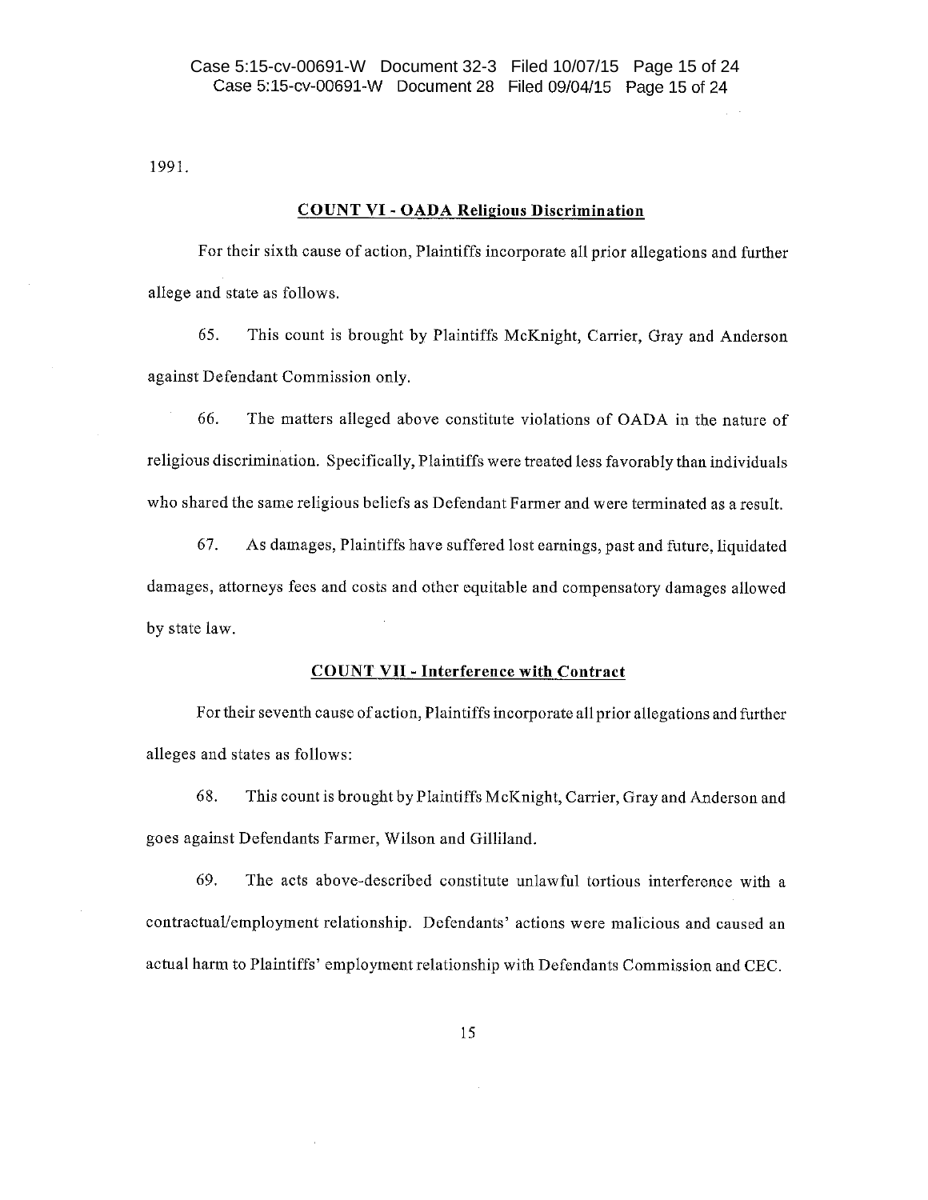1991.

**COUNT VI - OADA Religious Discrimination**

For their sixth cause of action, Plaintiffs incorporate all prior allegations and further allege and state as follows.

65. This count is brought by Plaintiffs McKnight, Carrier, Gray and Anderson against Defendant Commission only.

66. The matters alleged above constitute violations of OADA in the nature of religious discrimination. Specifically, Plaintiffs were treated less favorably than individuals who shared the same religious beliefs as Defendant Farmer and were terminated as a result.

67. As damages, Plaintiffs have suffered lost earnings, past and future, liquidated damages, attorneys fees and costs and other equitable and compensatory damages allowed by state law.

**COUNT VII - Interference with Contract**

For their seventh cause of action, Plaintiffs incorporate all prior allegations and further alleges and states as follows:

68. This count is brought by Plaintiffs McKnight, Carrier, Gray and Anderson and goes against Defendants Farmer, Wilson and Gilliland.

69. The acts above-described constitute unlawful tortious interference with a contractual/employment relationship. Defendants' actions were malicious and caused an actual harm to Plaintiffs' employment relationship with Defendants Commission and CEC.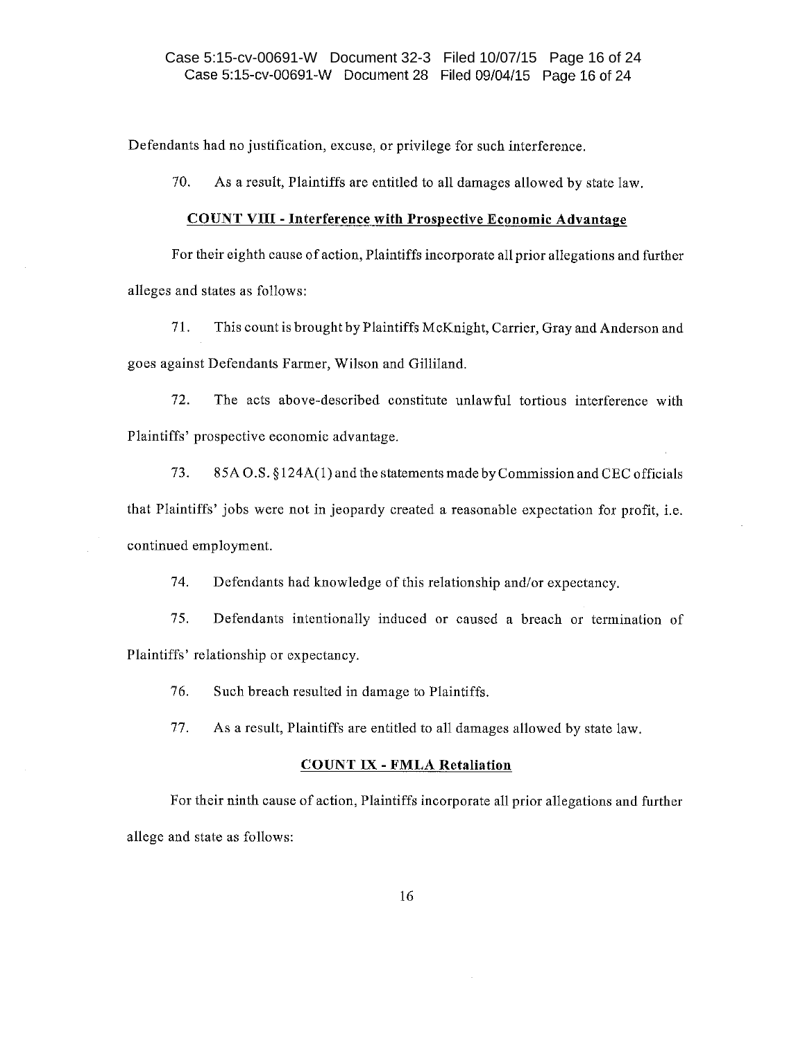Defendants had no justification, excuse, or privilege for such interference.

70. As a result, Plaintiffs are entitled to all damages allowed by state law.

**COUNT VIII - Interference with Prospective Economic Advantage**

For their eighth cause of action, Plaintiffs incorporate all prior allegations and further alleges and states as follows:

71. This count is brought by Plaintiffs McKnight, Carrier, Gray and Anderson and goes against Defendants Farmer, Wilson and Gilliland.

72. The acts above-described constitute unlawful tortious interference with Plaintiffs' prospective economic advantage.

73. 85A O.S. §124A(1) and the statements made by Commission and CEC officials that Plaintiffs' jobs were not in jeopardy created a reasonable expectation for profit, i.e. continued employment.

74. Defendants had knowledge of this relationship and/or expectancy.

75. Defendants intentionally induced or caused a breach or termination of Plaintiffs' relationship or expectancy.

76. Such breach resulted in damage to Plaintiffs.

77. As a result, Plaintiffs are entitled to all damages allowed by state law.

**COUNT IX - FMLA Retaliation**

For their ninth cause of action, Plaintiffs incorporate all prior allegations and further allege and state as follows: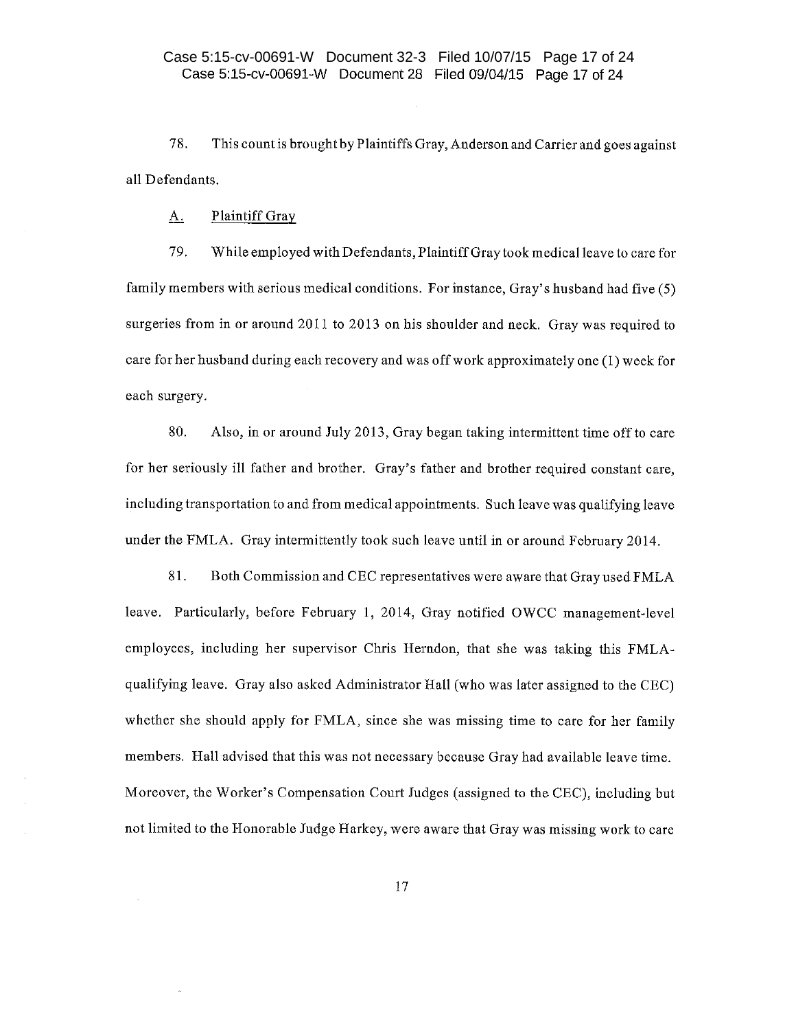78. This count is brought by Plaintiffs Gray, Anderson and Carrier and goes against all Defendants.

A. Plaintiff Gray

79. While employed with Defendants, Plaintiff Gray took medical leave to care for family members with serious medical conditions. For instance, Gray's husband had five (5) surgeries from in or around 2011 to 2013 on his shoulder and neck. Gray was required to care for her husband during each recovery and was off work approximately one (1) week for each surgery.

80. Also, in or around July 2013, Gray began taking intermittent time off to care for her seriously ill father and brother. Gray's father and brother required constant care, including transportation to and from medical appointments. Such leave was qualifying leave under the FMLA. Gray intermittently took such leave until in or around February 2014.

81. Both Commission and CEC representatives were aware that Gray used FMLA leave. Particularly, before February 1, 2014, Gray notified OWCC management-level employees, including her supervisor Chris Herndon, that she was taking this FMLA-qualifying leave. Gray also asked Administrator Hall (who was later assigned to the CEC) whether she should apply for FMLA, since she was missing time to care for her family members. Hall advised that this was not necessary because Gray had available leave time. Moreover, the Worker's Compensation Court Judges (assigned to the CEC), including but not limited to the Honorable Judge Harkey, were aware that Gray was missing work to care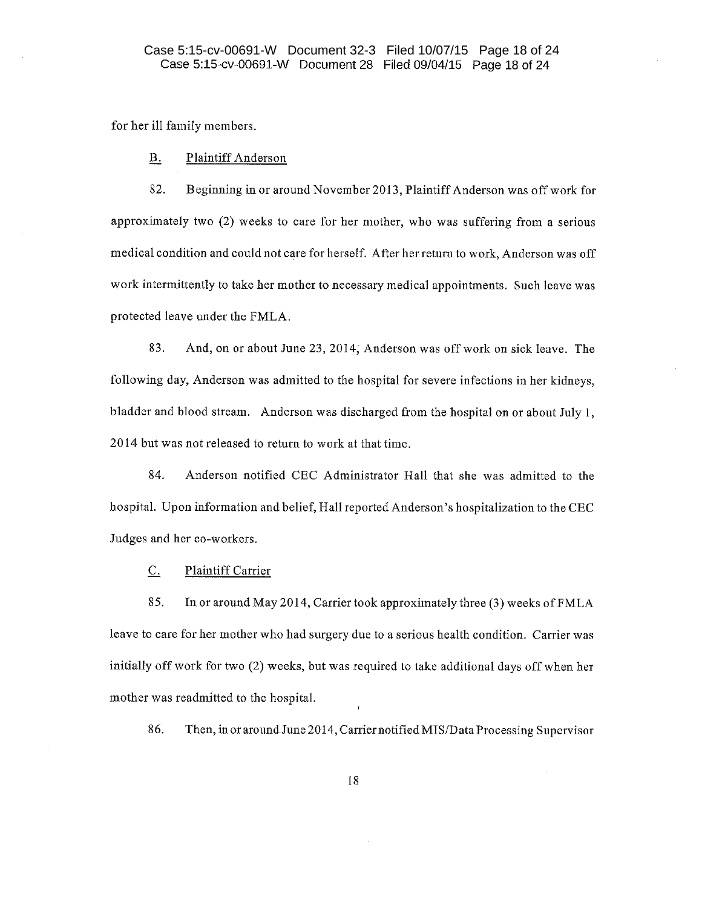for her ill family members.

## B. Plaintiff Anderson

82. Beginning in or around November 2013, Plaintiff Anderson was off work for approximately two (2) weeks to care for her mother, who was suffering from a serious medical condition and could not care for herself. After her return to work, Anderson was off work intermittently to take her mother to necessary medical appointments. Such leave was protected leave under the FMLA.

83. And, on or about June 23, 2014, Anderson was off work on sick leave. The following day, Anderson was admitted to the hospital for severe infections in her kidneys, bladder and blood stream. Anderson was discharged from the hospital on or about July 1, 2014 but was not released to return to work at that time.

84. Anderson notified CEC Administrator Hall that she was admitted to the hospital. Upon information and belief, Hall reported Anderson's hospitalization to the CEC Judges and her co-workers.

## C. Plaintiff Carrier

85. In or around May 2014, Carrier took approximately three (3) weeks of FMLA leave to care for her mother who had surgery due to a serious health condition. Carrier was initially off work for two (2) weeks, but was required to take additional days off when her mother was readmitted to the hospital.

86. Then, in or around June 2014, Carrier notified MIS/Data Processing Supervisor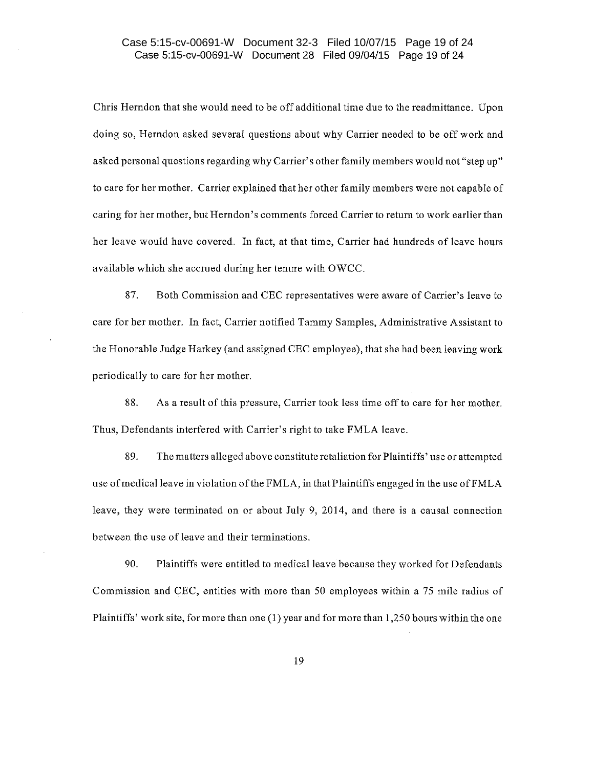Chris Herndon that she would need to be off additional time due to the readmittance. Upon doing so, Herndon asked several questions about why Carrier needed to be off work and asked personal questions regarding why Carrier's other family members would not "step up" to care for her mother. Carrier explained that her other family members were not capable of caring for her mother, but Herndon's comments forced Carrier to return to work earlier than her leave would have covered. In fact, at that time, Carrier had hundreds of leave hours available which she accrued during her tenure with OWCC.

87. Both Commission and CEC representatives were aware of Carrier's leave to care for her mother. In fact, Carrier notified Tammy Samples, Administrative Assistant to the Honorable Judge Harkey (and assigned CEC employee), that she had been leaving work periodically to care for her mother.

88. As a result of this pressure, Carrier took less time off to care for her mother. Thus, Defendants interfered with Carrier's right to take FMLA leave.

89. The matters alleged above constitute retaliation for Plaintiffs' use or attempted use of medical leave in violation of the FMLA, in that Plaintiffs engaged in the use of FMLA leave, they were terminated on or about July 9, 2014, and there is a causal connection between the use of leave and their terminations.

90. Plaintiffs were entitled to medical leave because they worked for Defendants Commission and CEC, entities with more than 50 employees within a 75 mile radius of Plaintiffs' work site, for more than one (1) year and for more than 1,250 hours within the one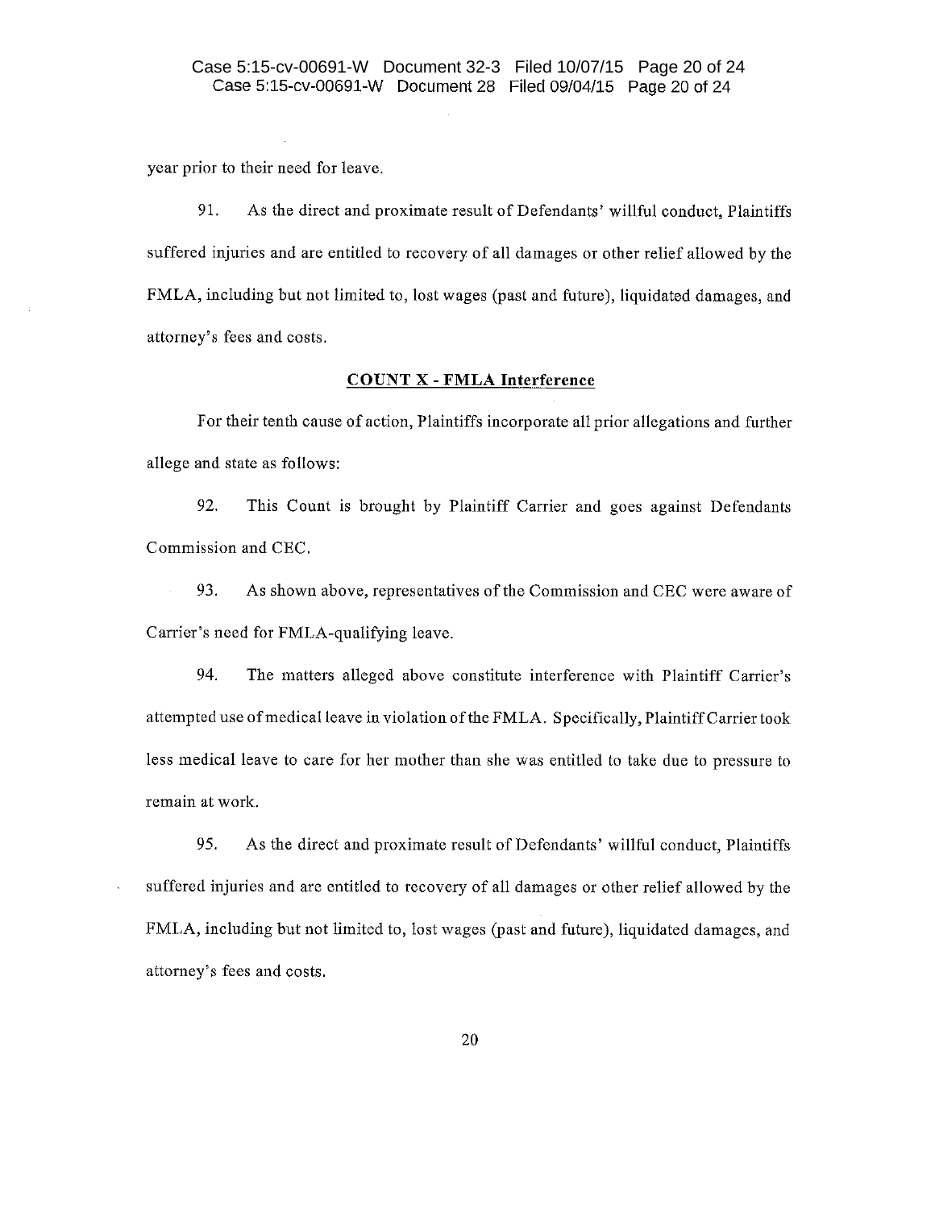year prior to their need for leave.

91. As the direct and proximate result of Defendants' willful conduct, Plaintiffs suffered injuries and are entitled to recovery of all damages or other relief allowed by the FMLA, including but not limited to, lost wages (past and future), liquidated damages, and attorney's fees and costs.

## COUNT X - FMLA Interference

For their tenth cause of action, Plaintiffs incorporate all prior allegations and further allege and state as follows:

92. This Count is brought by Plaintiff Carrier and goes against Defendants Commission and CEC.

93. As shown above, representatives of the Commission and CEC were aware of Carrier's need for FMLA-qualifying leave.

94. The matters alleged above constitute interference with Plaintiff Carrier's attempted use of medical leave in violation of the FMLA. Specifically, Plaintiff Carrier took less medical leave to care for her mother than she was entitled to take due to pressure to remain at work.

95. As the direct and proximate result of Defendants' willful conduct, Plaintiffs suffered injuries and are entitled to recovery of all damages or other relief allowed by the FMLA, including but not limited to, lost wages (past and future), liquidated damages, and attorney's fees and costs.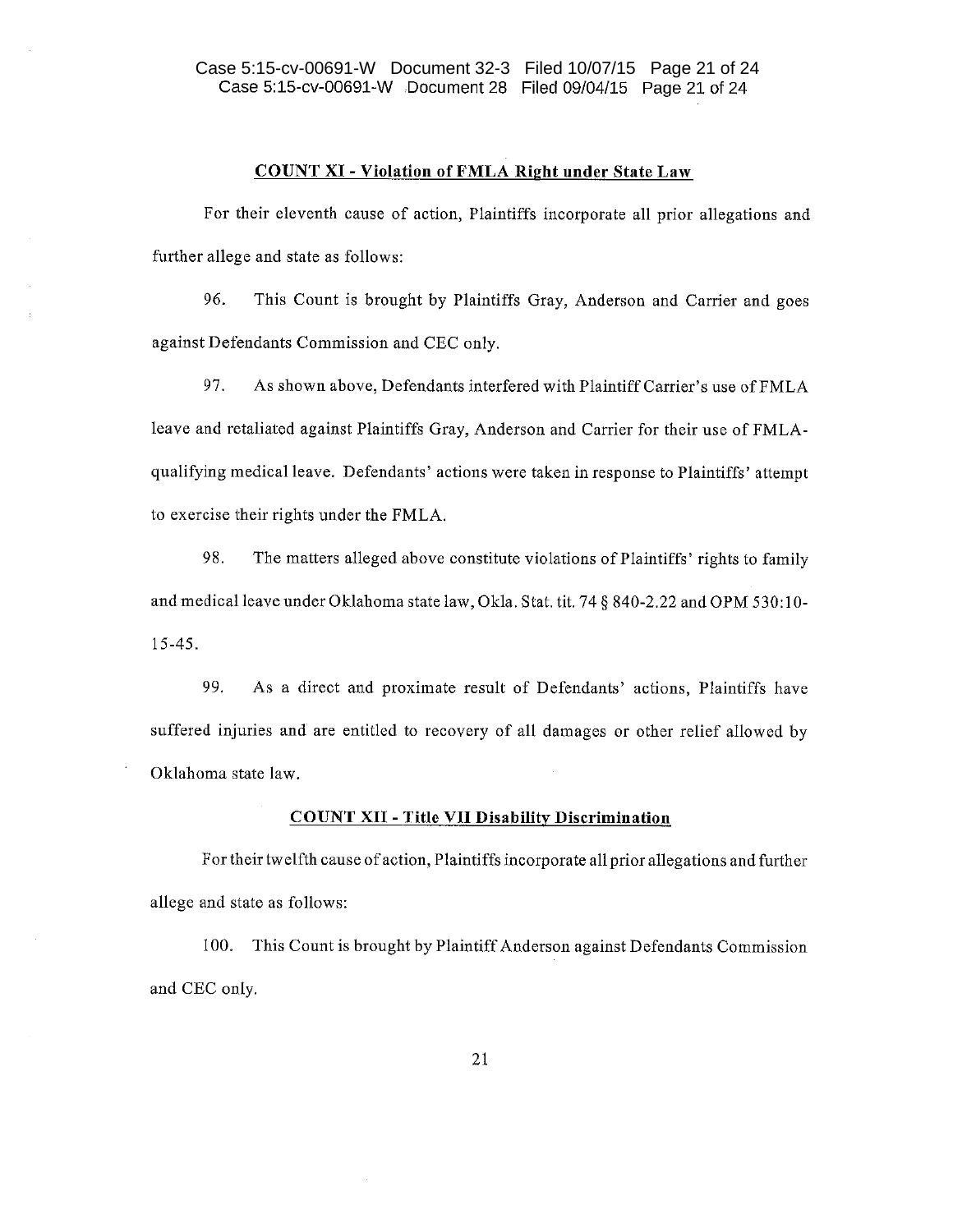**COUNT XI - Violation of FMLA Right under State Law**

For their eleventh cause of action, Plaintiffs incorporate all prior allegations and further allege and state as follows:

96. This Count is brought by Plaintiffs Gray, Anderson and Carrier and goes against Defendants Commission and CEC only.

97. As shown above, Defendants interfered with Plaintiff Carrier's use of FMLA leave and retaliated against Plaintiffs Gray, Anderson and Carrier for their use of FMLA-qualifying medical leave. Defendants' actions were taken in response to Plaintiffs' attempt to exercise their rights under the FMLA.

98. The matters alleged above constitute violations of Plaintiffs' rights to family and medical leave under Oklahoma state law, Okla. Stat. tit. 74 § 840-2.22 and OPM 530:10-15-45.

99. As a direct and proximate result of Defendants' actions, Plaintiffs have suffered injuries and are entitled to recovery of all damages or other relief allowed by Oklahoma state law.

**COUNT XII - Title VII Disability Discrimination**

For their twelfth cause of action, Plaintiffs incorporate all prior allegations and further allege and state as follows:

100. This Count is brought by Plaintiff Anderson against Defendants Commission and CEC only.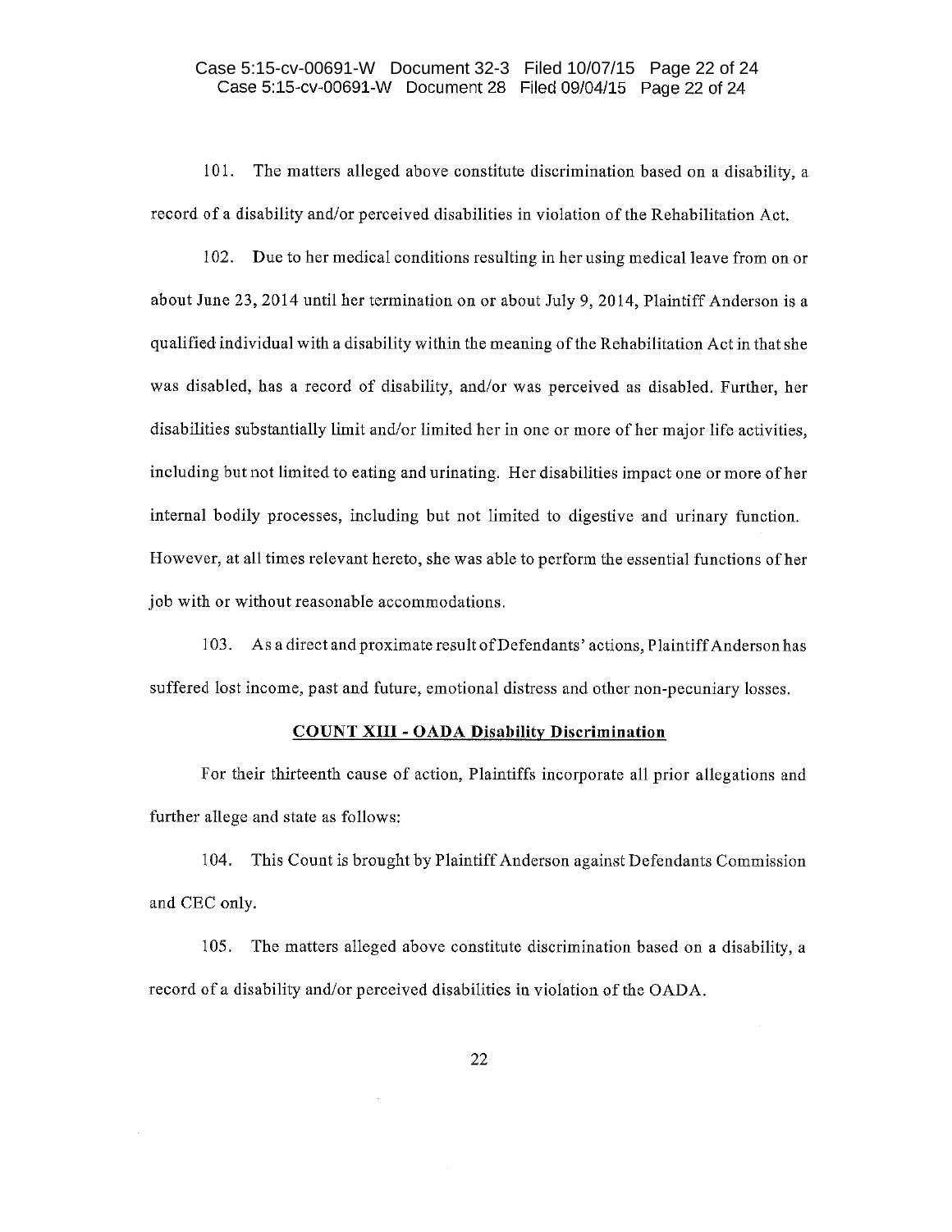101. The matters alleged above constitute discrimination based on a disability, a record of a disability and/or perceived disabilities in violation of the Rehabilitation Act.

102. Due to her medical conditions resulting in her using medical leave from on or about June 23, 2014 until her termination on or about July 9, 2014, Plaintiff Anderson is a qualified individual with a disability within the meaning of the Rehabilitation Act in that she was disabled, has a record of disability, and/or was perceived as disabled. Further, her disabilities substantially limit and/or limited her in one or more of her major life activities, including but not limited to eating and urinating. Her disabilities impact one or more of her internal bodily processes, including but not limited to digestive and urinary function. However, at all times relevant hereto, she was able to perform the essential functions of her job with or without reasonable accommodations.

103. As a direct and proximate result of Defendants' actions, Plaintiff Anderson has suffered lost income, past and future, emotional distress and other non-pecuniary losses.

**COUNT XIII - OADA Disability Discrimination**

For their thirteenth cause of action, Plaintiffs incorporate all prior allegations and further allege and state as follows:

104. This Count is brought by Plaintiff Anderson against Defendants Commission and CEC only.

105. The matters alleged above constitute discrimination based on a disability, a record of a disability and/or perceived disabilities in violation of the OADA.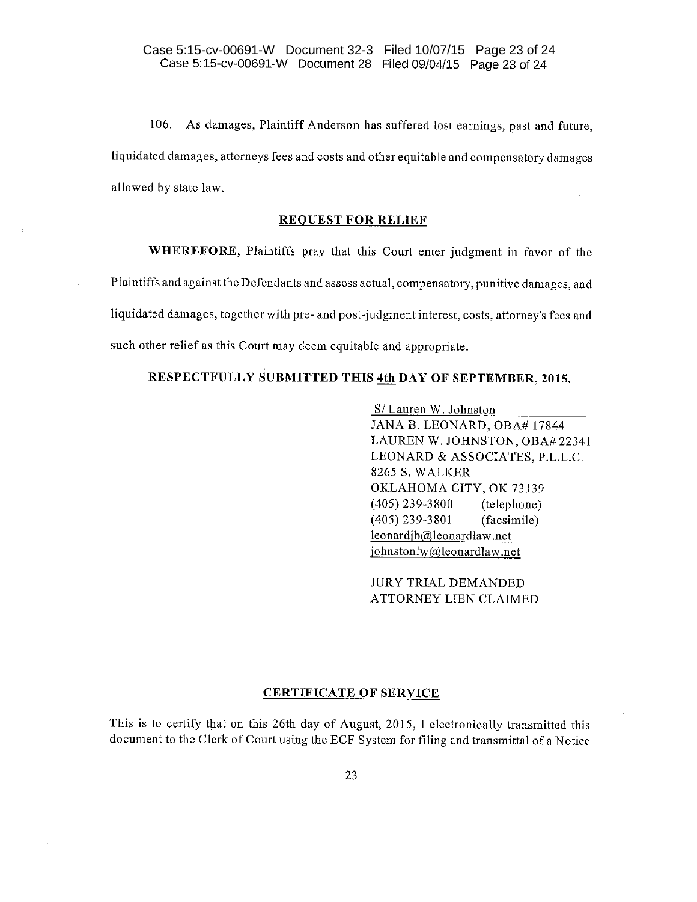106. As damages, Plaintiff Anderson has suffered lost earnings, past and future, liquidated damages, attorneys fees and costs and other equitable and compensatory damages allowed by state law.

## REQUEST FOR RELIEF

**WHEREFORE,** Plaintiffs pray that this Court enter judgment in favor of the Plaintiffs and against the Defendants and assess actual, compensatory, punitive damages, and liquidated damages, together with pre- and post-judgment interest, costs, attorney's fees and such other relief as this Court may deem equitable and appropriate.

**RESPECTFULLY SUBMITTED THIS 4th DAY OF SEPTEMBER, 2015.**

S/ Lauren W. Johnston
JANA B. LEONARD, OBA# 17844
LAUREN W. JOHNSTON, OBA# 22341
LEONARD & ASSOCIATES, P.L.L.C.
8265 S. WALKER
OKLAHOMA CITY, OK 73139
(405) 239-3800 (telephone)
(405) 239-3801 (facsimile)
leonardjb@leonardlaw.net
johnstonlw@leonardlaw.net

JURY TRIAL DEMANDED
ATTORNEY LIEN CLAIMED

## CERTIFICATE OF SERVICE

This is to certify that on this 26th day of August, 2015, I electronically transmitted this document to the Clerk of Court using the ECF System for filing and transmittal of a Notice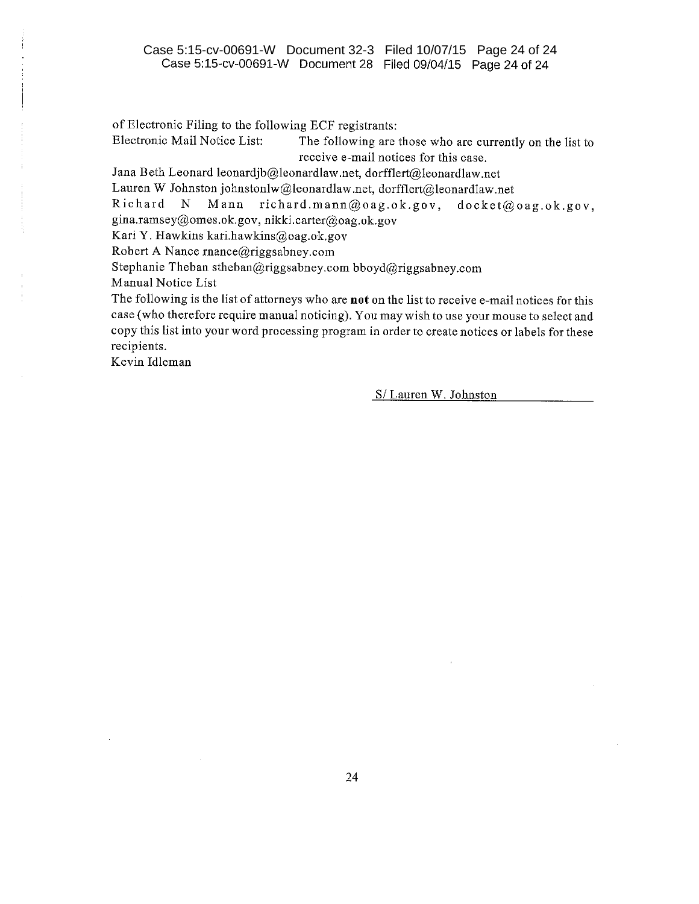of Electronic Filing to the following ECF registrants:

Electronic Mail Notice List: The following are those who are currently on the list to receive e-mail notices for this case.

Jana Beth Leonard leonardjb@leonardlaw.net, dorfflert@leonardlaw.net

Lauren W Johnston johnstonlw@leonardlaw.net, dorfflert@leonardlaw.net

Richard N Mann richard.mann@oag.ok.gov, docket@oag.ok.gov, gina.ramsey@omes.ok.gov, nikki.carter@oag.ok.gov

Kari Y. Hawkins kari.hawkins@oag.ok.gov

Robert A Nance rnance@riggsabney.com

Stephanie Theban stheban@riggsabney.com bboyd@riggsabney.com

Manual Notice List

The following is the list of attorneys who are **not** on the list to receive e-mail notices for this case (who therefore require manual noticing). You may wish to use your mouse to select and copy this list into your word processing program in order to create notices or labels for these recipients.

Kevin Idleman

S/ Lauren W. Johnston